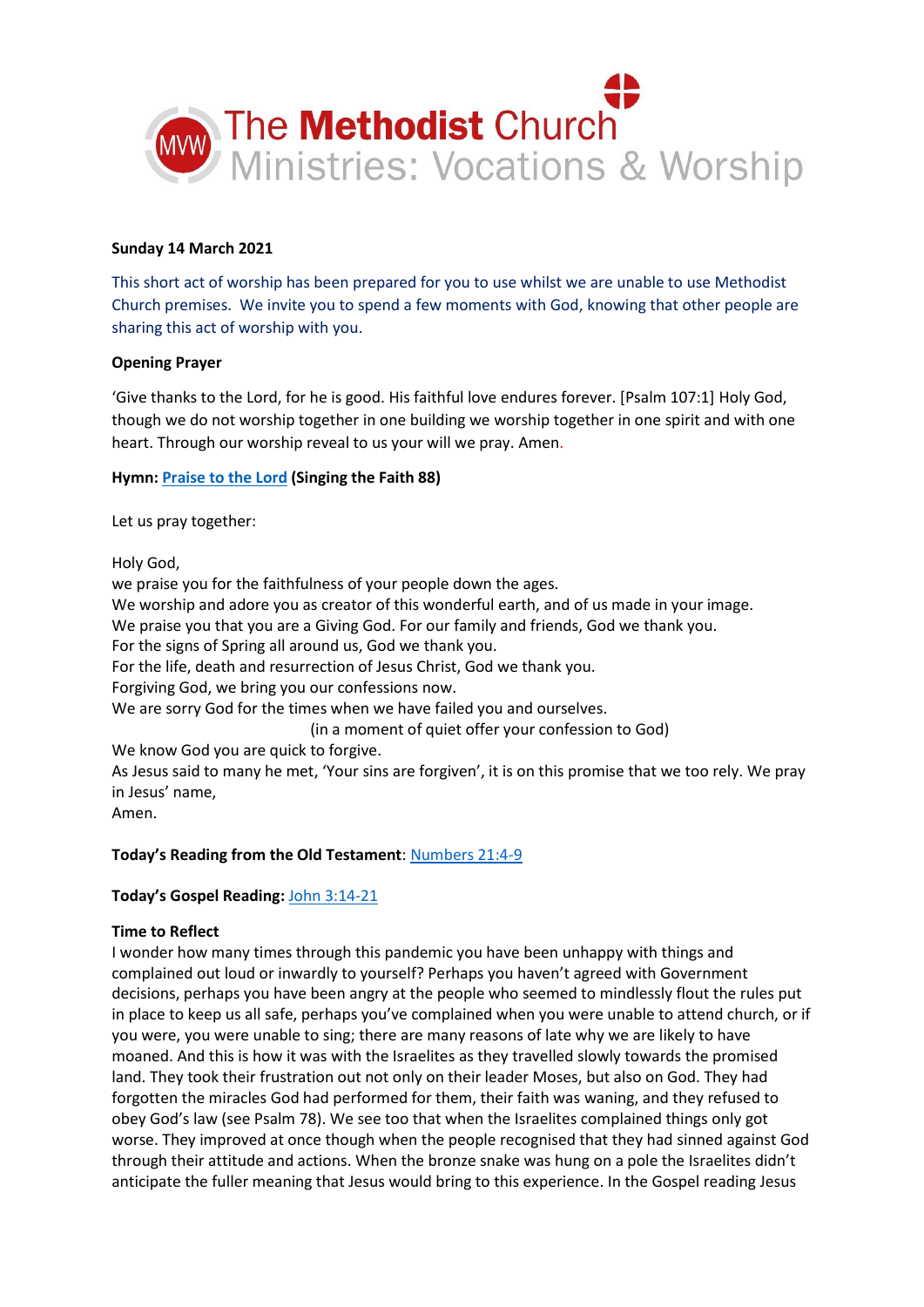The Methodist Church
Ministries: Vocations & Worship

**Sunday 14 March 2021**

This short act of worship has been prepared for you to use whilst we are unable to use Methodist Church premises. We invite you to spend a few moments with God, knowing that other people are sharing this act of worship with you.

**Opening Prayer**

'Give thanks to the Lord, for he is good. His faithful love endures forever. [Psalm 107:1] Holy God, though we do not worship together in one building we worship together in one spirit and with one heart. Through our worship reveal to us your will we pray. Amen.

**Hymn: Praise to the Lord (Singing the Faith 88)**

Let us pray together:

Holy God,
we praise you for the faithfulness of your people down the ages.
We worship and adore you as creator of this wonderful earth, and of us made in your image.
We praise you that you are a Giving God. For our family and friends, God we thank you.
For the signs of Spring all around us, God we thank you.
For the life, death and resurrection of Jesus Christ, God we thank you.
Forgiving God, we bring you our confessions now.
We are sorry God for the times when we have failed you and ourselves.
(in a moment of quiet offer your confession to God)
We know God you are quick to forgive.
As Jesus said to many he met, 'Your sins are forgiven', it is on this promise that we too rely. We pray in Jesus' name,
Amen.

**Today's Reading from the Old Testament**: Numbers 21:4-9

**Today's Gospel Reading:** John 3:14-21

**Time to Reflect**

I wonder how many times through this pandemic you have been unhappy with things and complained out loud or inwardly to yourself? Perhaps you haven't agreed with Government decisions, perhaps you have been angry at the people who seemed to mindlessly flout the rules put in place to keep us all safe, perhaps you've complained when you were unable to attend church, or if you were, you were unable to sing; there are many reasons of late why we are likely to have moaned. And this is how it was with the Israelites as they travelled slowly towards the promised land. They took their frustration out not only on their leader Moses, but also on God. They had forgotten the miracles God had performed for them, their faith was waning, and they refused to obey God's law (see Psalm 78). We see too that when the Israelites complained things only got worse. They improved at once though when the people recognised that they had sinned against God through their attitude and actions. When the bronze snake was hung on a pole the Israelites didn't anticipate the fuller meaning that Jesus would bring to this experience. In the Gospel reading Jesus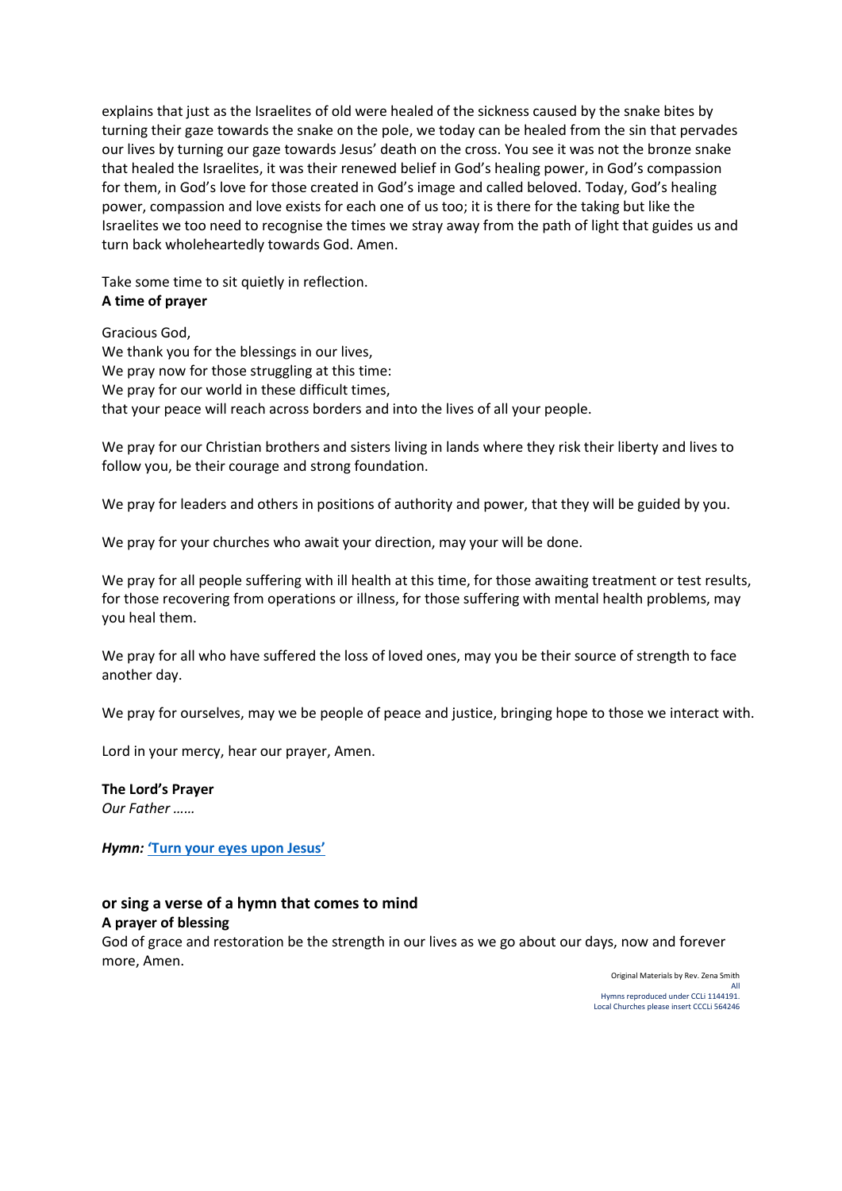explains that just as the Israelites of old were healed of the sickness caused by the snake bites by turning their gaze towards the snake on the pole, we today can be healed from the sin that pervades our lives by turning our gaze towards Jesus' death on the cross. You see it was not the bronze snake that healed the Israelites, it was their renewed belief in God's healing power, in God's compassion for them, in God's love for those created in God's image and called beloved. Today, God's healing power, compassion and love exists for each one of us too; it is there for the taking but like the Israelites we too need to recognise the times we stray away from the path of light that guides us and turn back wholeheartedly towards God. Amen.

Take some time to sit quietly in reflection.

**A time of prayer**

Gracious God,
We thank you for the blessings in our lives,
We pray now for those struggling at this time:
We pray for our world in these difficult times,
that your peace will reach across borders and into the lives of all your people.

We pray for our Christian brothers and sisters living in lands where they risk their liberty and lives to follow you, be their courage and strong foundation.

We pray for leaders and others in positions of authority and power, that they will be guided by you.

We pray for your churches who await your direction, may your will be done.

We pray for all people suffering with ill health at this time, for those awaiting treatment or test results, for those recovering from operations or illness, for those suffering with mental health problems, may you heal them.

We pray for all who have suffered the loss of loved ones, may you be their source of strength to face another day.

We pray for ourselves, may we be people of peace and justice, bringing hope to those we interact with.

Lord in your mercy, hear our prayer, Amen.

**The Lord's Prayer**
*Our Father ……*

***Hymn:*** **'Turn your eyes upon Jesus'**

### or sing a verse of a hymn that comes to mind

**A prayer of blessing**

God of grace and restoration be the strength in our lives as we go about our days, now and forever more, Amen.

Original Materials by Rev. Zena Smith
All
Hymns reproduced under CCLi 1144191.
Local Churches please insert CCCLi 564246